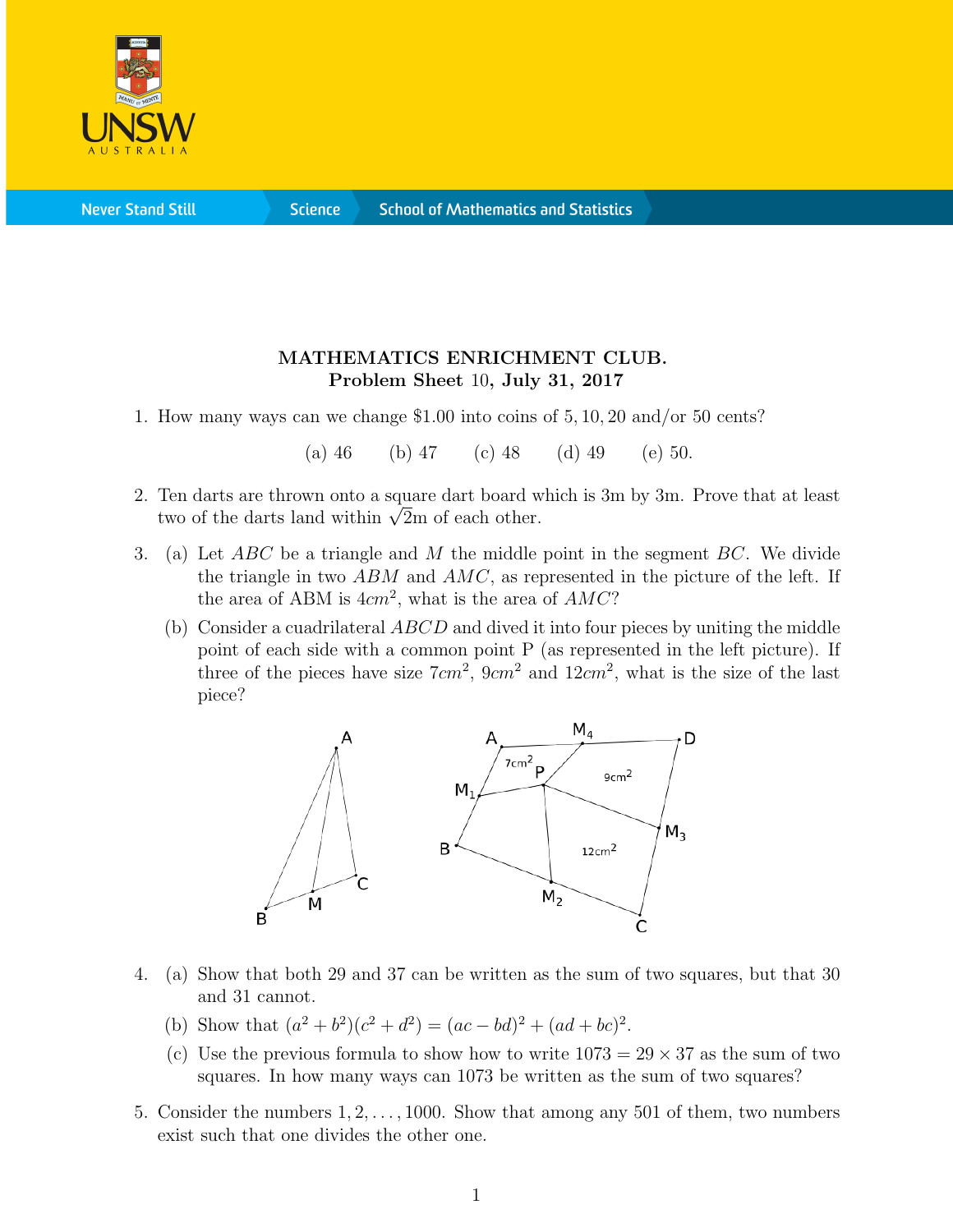**MATHEMATICS ENRICHMENT CLUB.**
**Problem Sheet 10, July 31, 2017**

1. How many ways can we change \$1.00 into coins of 5, 10, 20 and/or 50 cents?

   (a) 46 (b) 47 (c) 48 (d) 49 (e) 50.

2. Ten darts are thrown onto a square dart board which is 3m by 3m. Prove that at least two of the darts land within $\sqrt{2}$m of each other.

3. (a) Let $ABC$ be a triangle and $M$ the middle point in the segment $BC$. We divide the triangle in two $ABM$ and $AMC$, as represented in the picture of the left. If the area of ABM is $4cm^2$, what is the area of $AMC$?

   (b) Consider a cuadrilateral $ABCD$ and dived it into four pieces by uniting the middle point of each side with a common point P (as represented in the left picture). If three of the pieces have size $7cm^2$, $9cm^2$ and $12cm^2$, what is the size of the last piece?

4. (a) Show that both 29 and 37 can be written as the sum of two squares, but that 30 and 31 cannot.

   (b) Show that $(a^2 + b^2)(c^2 + d^2) = (ac - bd)^2 + (ad + bc)^2$.

   (c) Use the previous formula to show how to write $1073 = 29 \times 37$ as the sum of two squares. In how many ways can 1073 be written as the sum of two squares?

5. Consider the numbers $1, 2, \ldots, 1000$. Show that among any 501 of them, two numbers exist such that one divides the other one.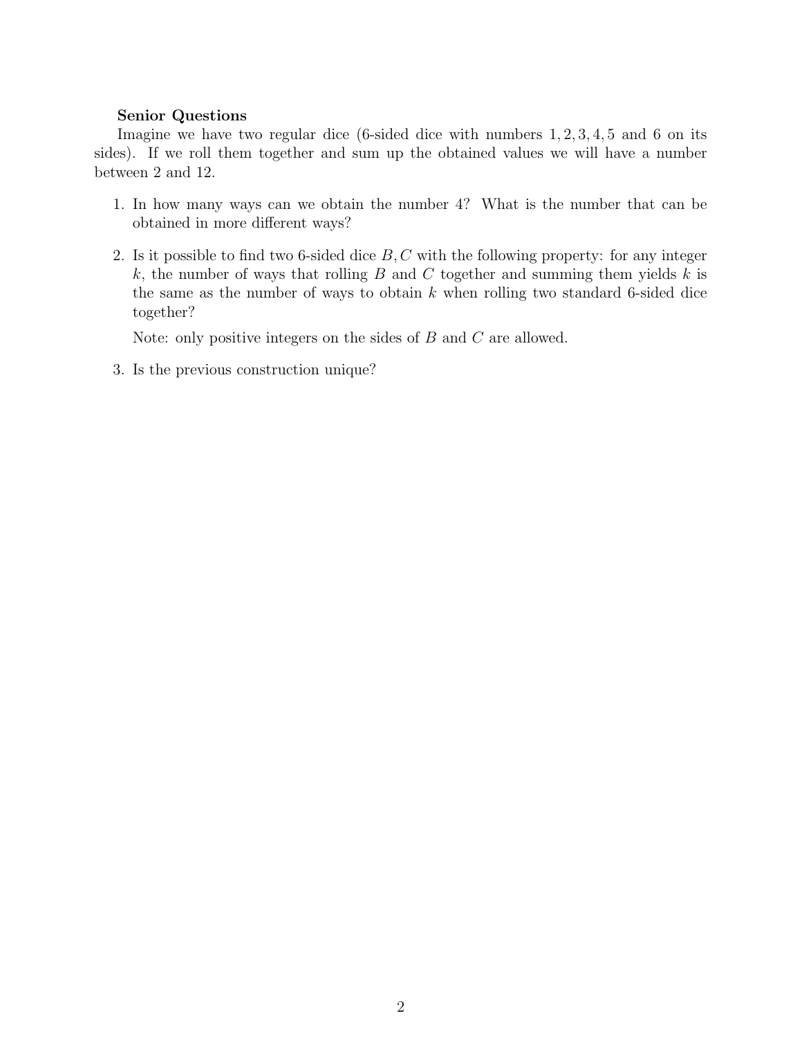**Senior Questions**

Imagine we have two regular dice (6-sided dice with numbers $1, 2, 3, 4, 5$ and $6$ on its sides). If we roll them together and sum up the obtained values we will have a number between 2 and 12.

1. In how many ways can we obtain the number 4? What is the number that can be obtained in more different ways?

2. Is it possible to find two 6-sided dice $B, C$ with the following property: for any integer $k$, the number of ways that rolling $B$ and $C$ together and summing them yields $k$ is the same as the number of ways to obtain $k$ when rolling two standard 6-sided dice together?

   Note: only positive integers on the sides of $B$ and $C$ are allowed.

3. Is the previous construction unique?